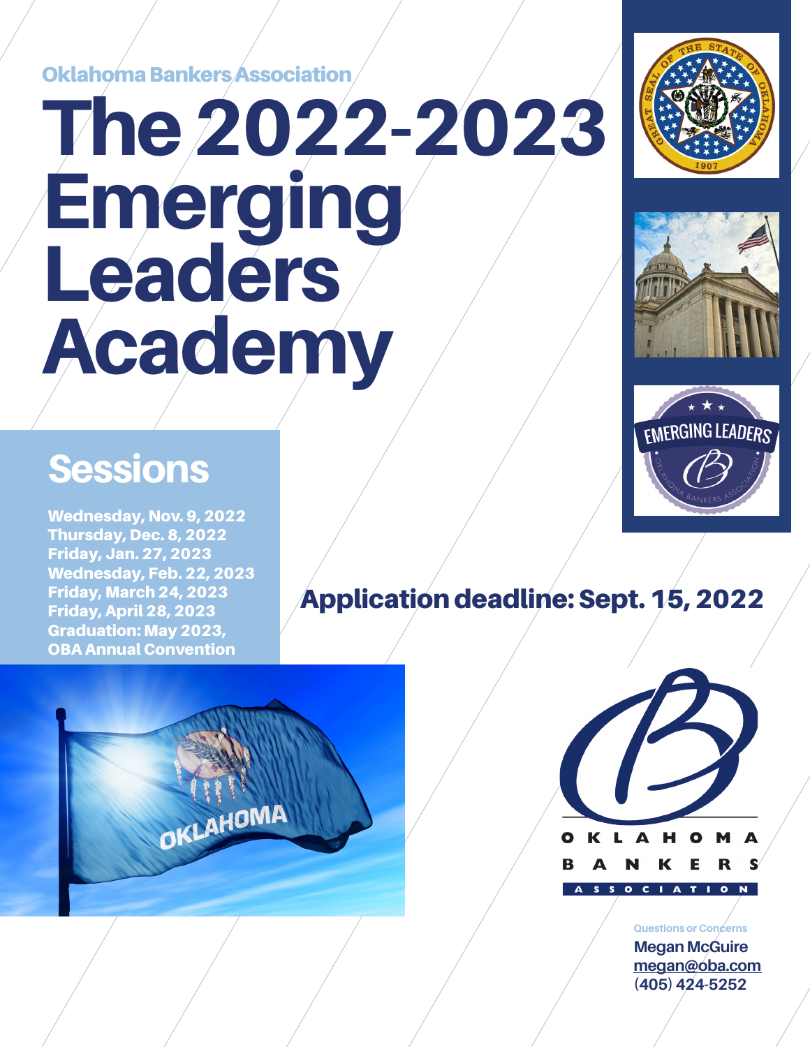Oklahoma Bankers Association

# The 2022-2023 Emerging Leaders Academy

## Sessions

**Wednesday, Nov. 9, 2022**
**Thursday, Dec. 8, 2022**
**Friday, Jan. 27, 2023**
**Wednesday, Feb. 22, 2023**
**Friday, March 24, 2023**
**Friday, April 28, 2023**
**Graduation: May 2023, OBA Annual Convention**

## Application deadline: Sept. 15, 2022

Questions or Concerns

**Megan McGuire**
**megan@oba.com**
**(405) 424-5252**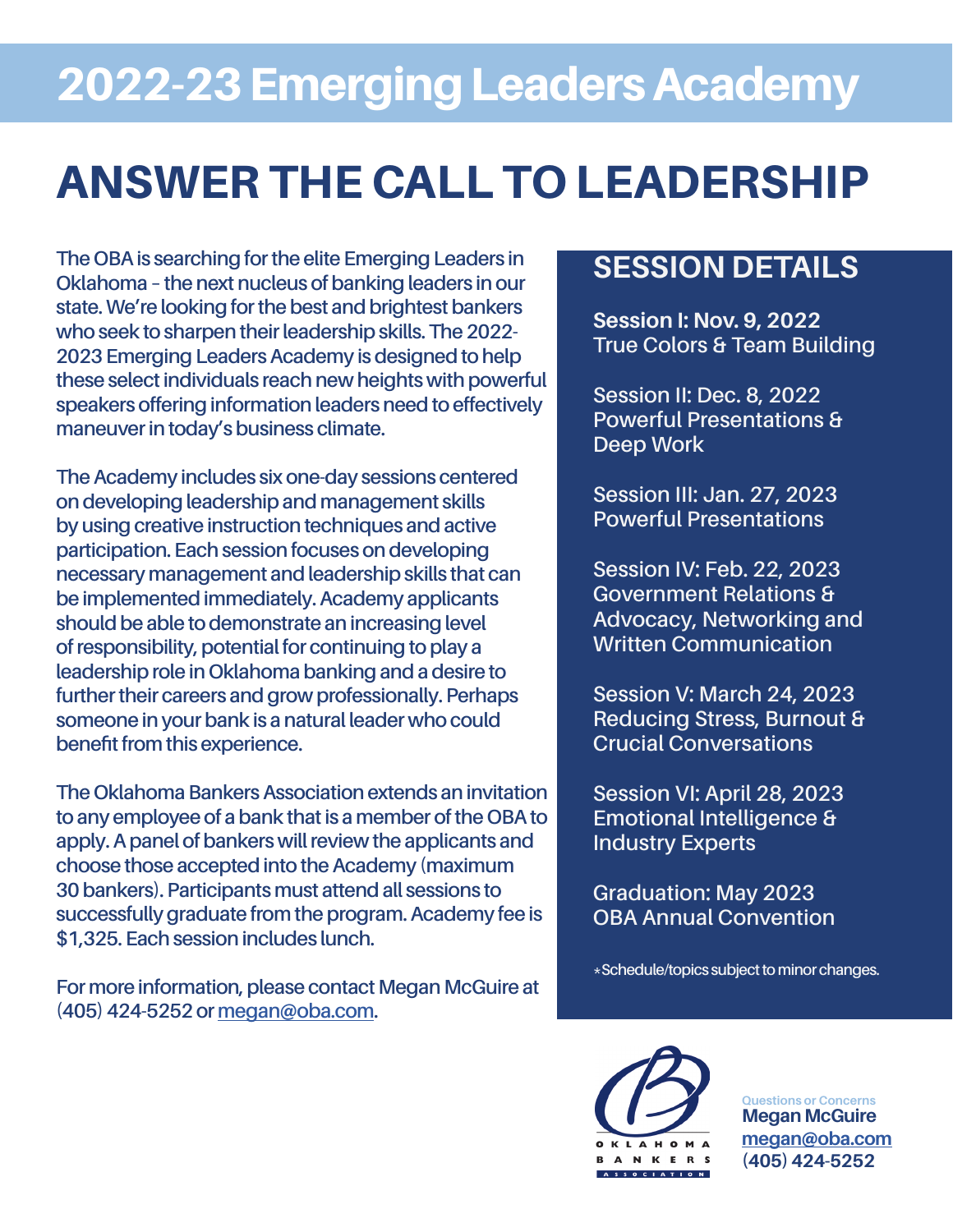# 2022-23 Emerging Leaders Academy

# ANSWER THE CALL TO LEADERSHIP

The OBA is searching for the elite Emerging Leaders in Oklahoma – the next nucleus of banking leaders in our state. We're looking for the best and brightest bankers who seek to sharpen their leadership skills. The 2022-2023 Emerging Leaders Academy is designed to help these select individuals reach new heights with powerful speakers offering information leaders need to effectively maneuver in today's business climate.

The Academy includes six one-day sessions centered on developing leadership and management skills by using creative instruction techniques and active participation. Each session focuses on developing necessary management and leadership skills that can be implemented immediately. Academy applicants should be able to demonstrate an increasing level of responsibility, potential for continuing to play a leadership role in Oklahoma banking and a desire to further their careers and grow professionally. Perhaps someone in your bank is a natural leader who could benefit from this experience.

The Oklahoma Bankers Association extends an invitation to any employee of a bank that is a member of the OBA to apply. A panel of bankers will review the applicants and choose those accepted into the Academy (maximum 30 bankers). Participants must attend all sessions to successfully graduate from the program. Academy fee is $1,325. Each session includes lunch.

For more information, please contact Megan McGuire at (405) 424-5252 or megan@oba.com.

## SESSION DETAILS

**Session I: Nov. 9, 2022**
True Colors & Team Building

Session II: Dec. 8, 2022
Powerful Presentations & Deep Work

Session III: Jan. 27, 2023
Powerful Presentations

Session IV: Feb. 22, 2023
Government Relations & Advocacy, Networking and Written Communication

Session V: March 24, 2023
Reducing Stress, Burnout & Crucial Conversations

Session VI: April 28, 2023
Emotional Intelligence & Industry Experts

Graduation: May 2023
OBA Annual Convention

*Schedule/topics subject to minor changes.

OKLAHOMA BANKERS ASSOCIATION

Questions or Concerns
**Megan McGuire**
megan@oba.com
(405) 424-5252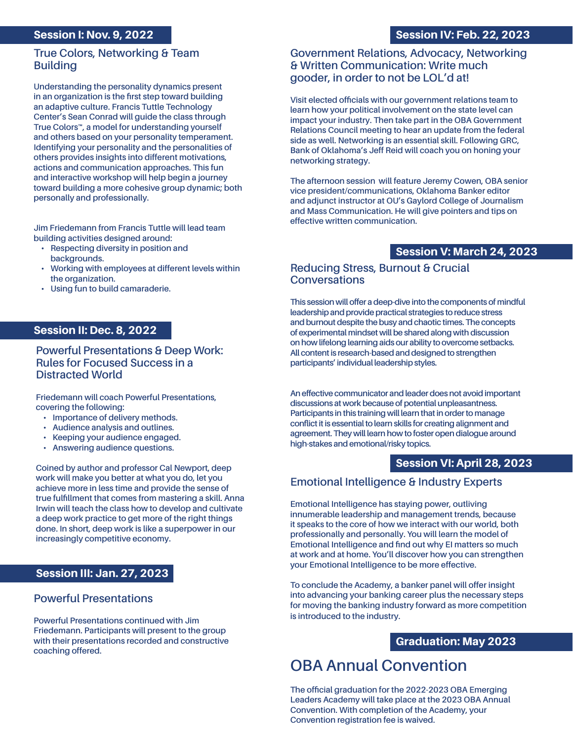## Session I: Nov. 9, 2022

### True Colors, Networking & Team Building

Understanding the personality dynamics present in an organization is the first step toward building an adaptive culture. Francis Tuttle Technology Center's Sean Conrad will guide the class through True Colors™, a model for understanding yourself and others based on your personality temperament. Identifying your personality and the personalities of others provides insights into different motivations, actions and communication approaches. This fun and interactive workshop will help begin a journey toward building a more cohesive group dynamic; both personally and professionally.

Jim Friedemann from Francis Tuttle will lead team building activities designed around:

- Respecting diversity in position and backgrounds.
- Working with employees at different levels within the organization.
- Using fun to build camaraderie.

## Session II: Dec. 8, 2022

### Powerful Presentations & Deep Work: Rules for Focused Success in a Distracted World

Friedemann will coach Powerful Presentations, covering the following:

- Importance of delivery methods.
- Audience analysis and outlines.
- Keeping your audience engaged.
- Answering audience questions.

Coined by author and professor Cal Newport, deep work will make you better at what you do, let you achieve more in less time and provide the sense of true fulfillment that comes from mastering a skill. Anna Irwin will teach the class how to develop and cultivate a deep work practice to get more of the right things done. In short, deep work is like a superpower in our increasingly competitive economy.

## Session III: Jan. 27, 2023

### Powerful Presentations

Powerful Presentations continued with Jim Friedemann. Participants will present to the group with their presentations recorded and constructive coaching offered.

## Session IV: Feb. 22, 2023

### Government Relations, Advocacy, Networking & Written Communication: Write much gooder, in order to not be LOL'd at!

Visit elected officials with our government relations team to learn how your political involvement on the state level can impact your industry. Then take part in the OBA Government Relations Council meeting to hear an update from the federal side as well. Networking is an essential skill. Following GRC, Bank of Oklahoma's Jeff Reid will coach you on honing your networking strategy.

The afternoon session will feature Jeremy Cowen, OBA senior vice president/communications, Oklahoma Banker editor and adjunct instructor at OU's Gaylord College of Journalism and Mass Communication. He will give pointers and tips on effective written communication.

## Session V: March 24, 2023

### Reducing Stress, Burnout & Crucial Conversations

This session will offer a deep-dive into the components of mindful leadership and provide practical strategies to reduce stress and burnout despite the busy and chaotic times. The concepts of experimental mindset will be shared along with discussion on how lifelong learning aids our ability to overcome setbacks. All content is research-based and designed to strengthen participants' individual leadership styles.

An effective communicator and leader does not avoid important discussions at work because of potential unpleasantness. Participants in this training will learn that in order to manage conflict it is essential to learn skills for creating alignment and agreement. They will learn how to foster open dialogue around high-stakes and emotional/risky topics.

## Session VI: April 28, 2023

### Emotional Intelligence & Industry Experts

Emotional Intelligence has staying power, outliving innumerable leadership and management trends, because it speaks to the core of how we interact with our world, both professionally and personally. You will learn the model of Emotional Intelligence and find out why EI matters so much at work and at home. You'll discover how you can strengthen your Emotional Intelligence to be more effective.

To conclude the Academy, a banker panel will offer insight into advancing your banking career plus the necessary steps for moving the banking industry forward as more competition is introduced to the industry.

## Graduation: May 2023

### OBA Annual Convention

The official graduation for the 2022-2023 OBA Emerging Leaders Academy will take place at the 2023 OBA Annual Convention. With completion of the Academy, your Convention registration fee is waived.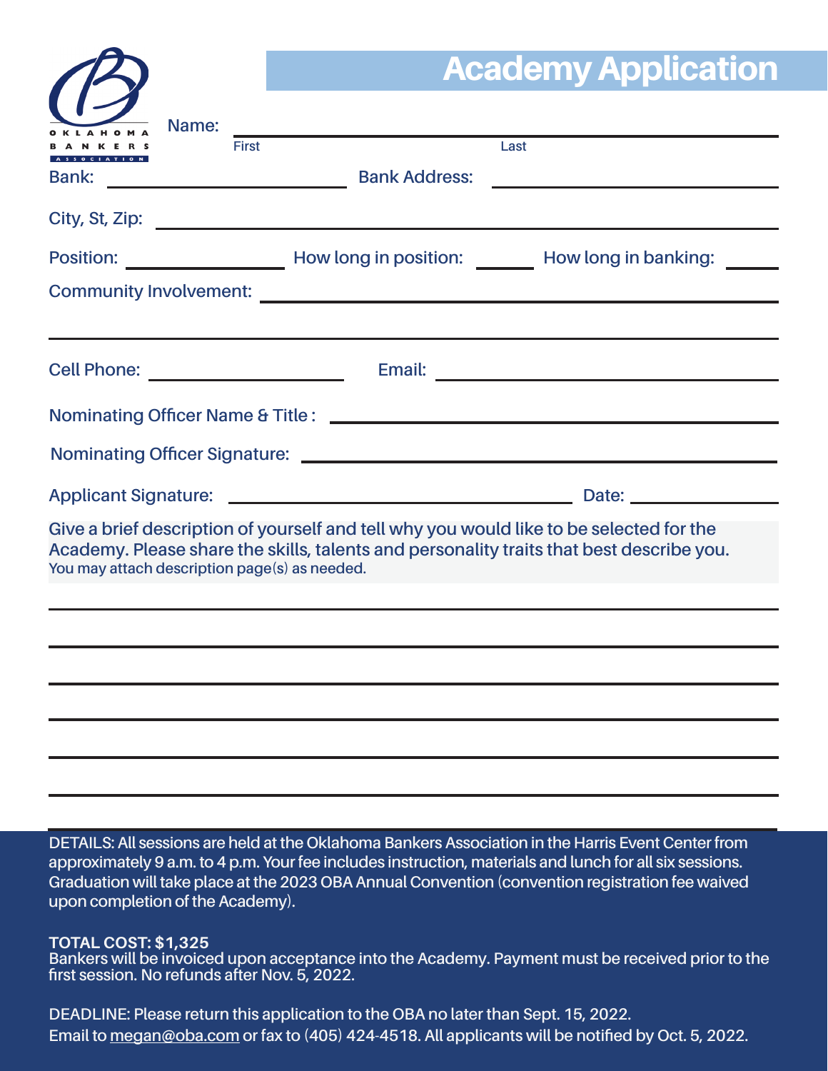OKLAHOMA BANKERS ASSOCIATION

# Academy Application

Name: ______________________________ ______________________________
First Last

Bank: ______________________ Bank Address: ______________________

City, St, Zip: ______________________________________________

Position: ______________ How long in position: ______ How long in banking: ______

Community Involvement: ______________________________________________

______________________________________________________________

Cell Phone: ____________________ Email: ______________________________

Nominating Officer Name & Title : ______________________________________

Nominating Officer Signature: ______________________________________

Applicant Signature: ______________________________ Date: ______________

Give a brief description of yourself and tell why you would like to be selected for the Academy. Please share the skills, talents and personality traits that best describe you.
You may attach description page(s) as needed.

______________________________________________________________

______________________________________________________________

______________________________________________________________

______________________________________________________________

______________________________________________________________

______________________________________________________________

DETAILS: All sessions are held at the Oklahoma Bankers Association in the Harris Event Center from approximately 9 a.m. to 4 p.m. Your fee includes instruction, materials and lunch for all six sessions. Graduation will take place at the 2023 OBA Annual Convention (convention registration fee waived upon completion of the Academy).

**TOTAL COST: $1,325**
Bankers will be invoiced upon acceptance into the Academy. Payment must be received prior to the first session. No refunds after Nov. 5, 2022.

DEADLINE: Please return this application to the OBA no later than Sept. 15, 2022.
Email to megan@oba.com or fax to (405) 424-4518. All applicants will be notified by Oct. 5, 2022.